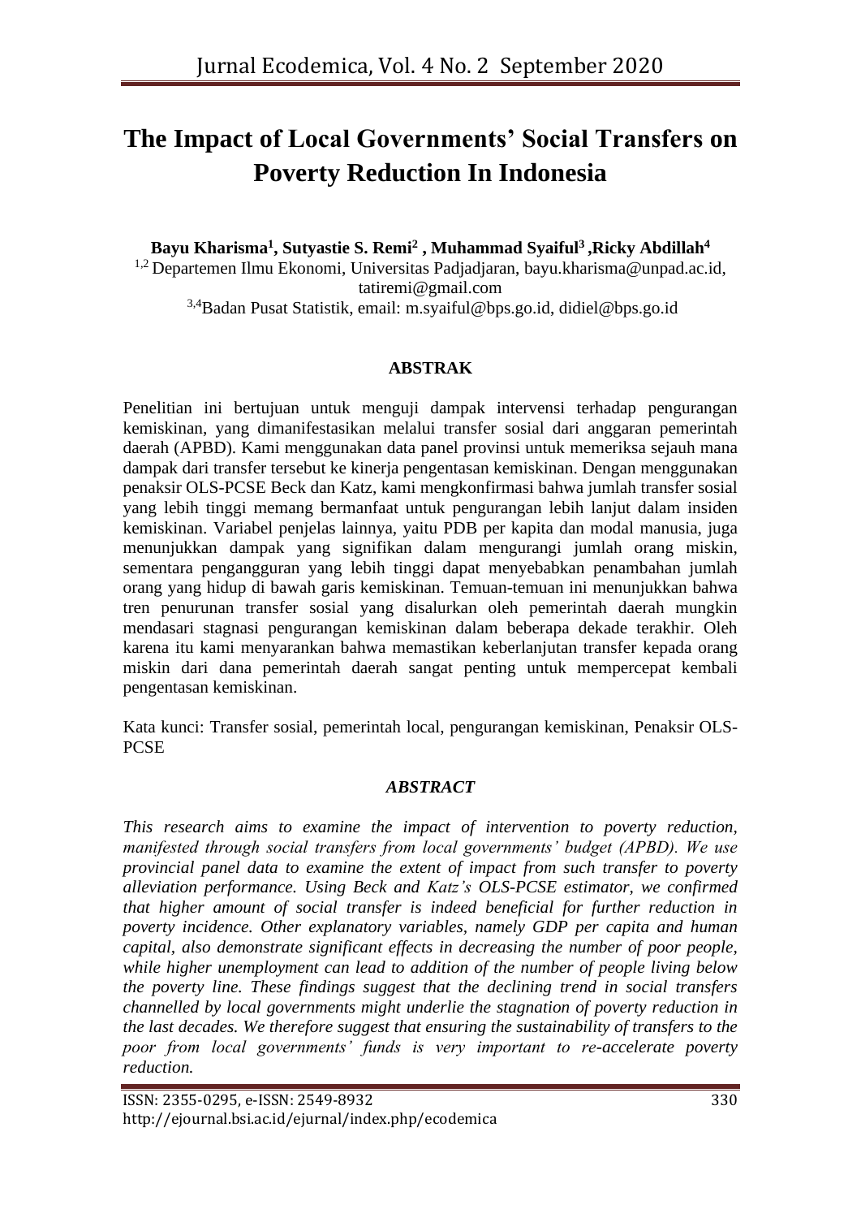# The Impact of Local Governments' Social Transfers on Poverty Reduction In Indonesia

**Bayu Kharisma[1], Sutyastie S. Remi[2] , Muhammad Syaiful[3] ,Ricky Abdillah[4]**

[1,2] Departemen Ilmu Ekonomi, Universitas Padjadjaran, bayu.kharisma@unpad.ac.id, tatiremi@gmail.com

[3,4]Badan Pusat Statistik, email: m.syaiful@bps.go.id, didiel@bps.go.id

## ABSTRAK

Penelitian ini bertujuan untuk menguji dampak intervensi terhadap pengurangan kemiskinan, yang dimanifestasikan melalui transfer sosial dari anggaran pemerintah daerah (APBD). Kami menggunakan data panel provinsi untuk memeriksa sejauh mana dampak dari transfer tersebut ke kinerja pengentasan kemiskinan. Dengan menggunakan penaksir OLS-PCSE Beck dan Katz, kami mengkonfirmasi bahwa jumlah transfer sosial yang lebih tinggi memang bermanfaat untuk pengurangan lebih lanjut dalam insiden kemiskinan. Variabel penjelas lainnya, yaitu PDB per kapita dan modal manusia, juga menunjukkan dampak yang signifikan dalam mengurangi jumlah orang miskin, sementara pengangguran yang lebih tinggi dapat menyebabkan penambahan jumlah orang yang hidup di bawah garis kemiskinan. Temuan-temuan ini menunjukkan bahwa tren penurunan transfer sosial yang disalurkan oleh pemerintah daerah mungkin mendasari stagnasi pengurangan kemiskinan dalam beberapa dekade terakhir. Oleh karena itu kami menyarankan bahwa memastikan keberlanjutan transfer kepada orang miskin dari dana pemerintah daerah sangat penting untuk mempercepat kembali pengentasan kemiskinan.

Kata kunci: Transfer sosial, pemerintah local, pengurangan kemiskinan, Penaksir OLS-PCSE

## *ABSTRACT*

*This research aims to examine the impact of intervention to poverty reduction, manifested through social transfers from local governments' budget (APBD). We use provincial panel data to examine the extent of impact from such transfer to poverty alleviation performance. Using Beck and Katz's OLS-PCSE estimator, we confirmed that higher amount of social transfer is indeed beneficial for further reduction in poverty incidence. Other explanatory variables, namely GDP per capita and human capital, also demonstrate significant effects in decreasing the number of poor people, while higher unemployment can lead to addition of the number of people living below the poverty line. These findings suggest that the declining trend in social transfers channelled by local governments might underlie the stagnation of poverty reduction in the last decades. We therefore suggest that ensuring the sustainability of transfers to the poor from local governments' funds is very important to re-accelerate poverty reduction.*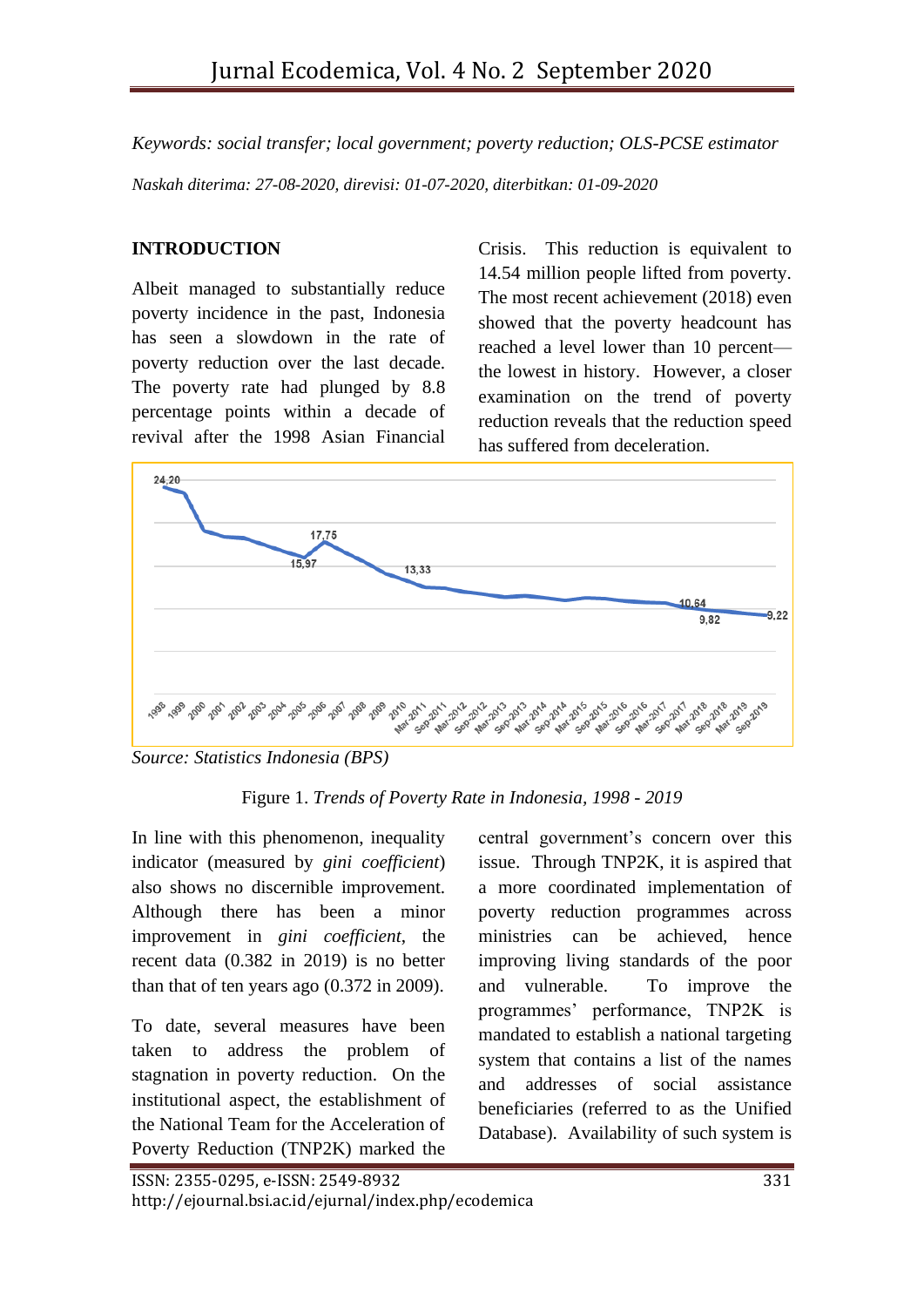*Keywords: social transfer; local government; poverty reduction; OLS-PCSE estimator*

*Naskah diterima: 27-08-2020, direvisi: 01-07-2020, diterbitkan: 01-09-2020*

## INTRODUCTION

Albeit managed to substantially reduce poverty incidence in the past, Indonesia has seen a slowdown in the rate of poverty reduction over the last decade. The poverty rate had plunged by 8.8 percentage points within a decade of revival after the 1998 Asian Financial Crisis. This reduction is equivalent to 14.54 million people lifted from poverty. The most recent achievement (2018) even showed that the poverty headcount has reached a level lower than 10 percent—the lowest in history. However, a closer examination on the trend of poverty reduction reveals that the reduction speed has suffered from deceleration.

*Source: Statistics Indonesia (BPS)*

Figure 1. *Trends of Poverty Rate in Indonesia, 1998 - 2019*

In line with this phenomenon, inequality indicator (measured by *gini coefficient*) also shows no discernible improvement. Although there has been a minor improvement in *gini coefficient*, the recent data (0.382 in 2019) is no better than that of ten years ago (0.372 in 2009).

To date, several measures have been taken to address the problem of stagnation in poverty reduction. On the institutional aspect, the establishment of the National Team for the Acceleration of Poverty Reduction (TNP2K) marked the central government's concern over this issue. Through TNP2K, it is aspired that a more coordinated implementation of poverty reduction programmes across ministries can be achieved, hence improving living standards of the poor and vulnerable. To improve the programmes' performance, TNP2K is mandated to establish a national targeting system that contains a list of the names and addresses of social assistance beneficiaries (referred to as the Unified Database). Availability of such system is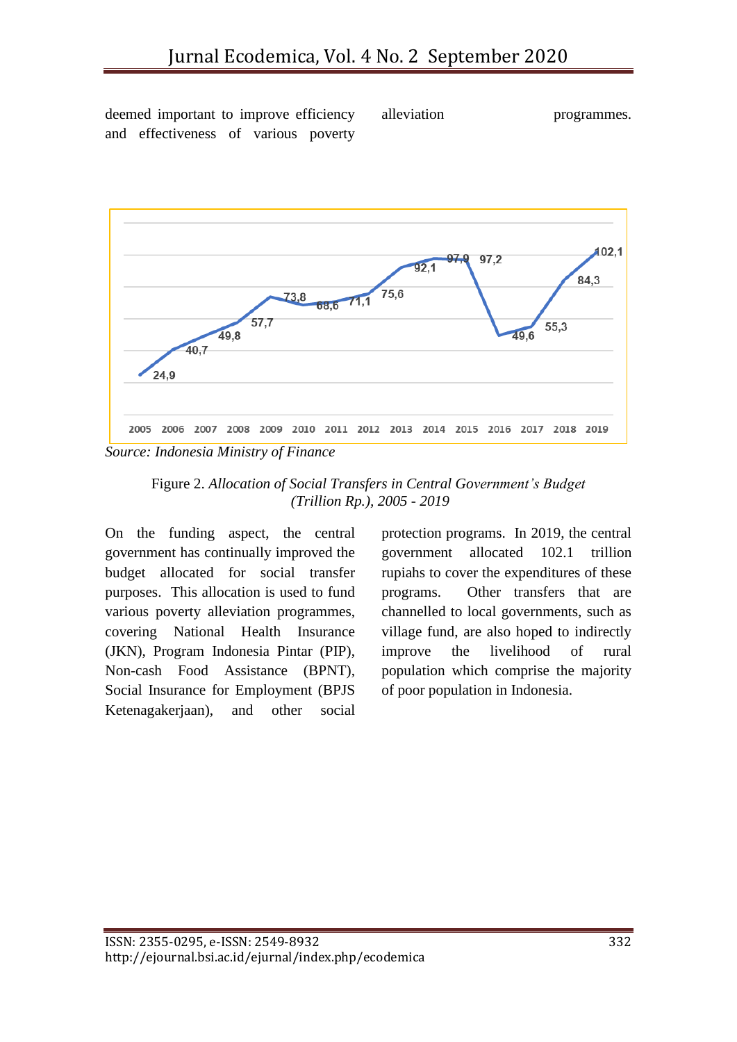deemed important to improve efficiency and effectiveness of various poverty alleviation programmes.

Source: *Indonesia Ministry of Finance*

Figure 2. *Allocation of Social Transfers in Central Government's Budget (Trillion Rp.), 2005 - 2019*

On the funding aspect, the central government has continually improved the budget allocated for social transfer purposes. This allocation is used to fund various poverty alleviation programmes, covering National Health Insurance (JKN), Program Indonesia Pintar (PIP), Non-cash Food Assistance (BPNT), Social Insurance for Employment (BPJS Ketenagakerjaan), and other social protection programs. In 2019, the central government allocated 102.1 trillion rupiahs to cover the expenditures of these programs. Other transfers that are channelled to local governments, such as village fund, are also hoped to indirectly improve the livelihood of rural population which comprise the majority of poor population in Indonesia.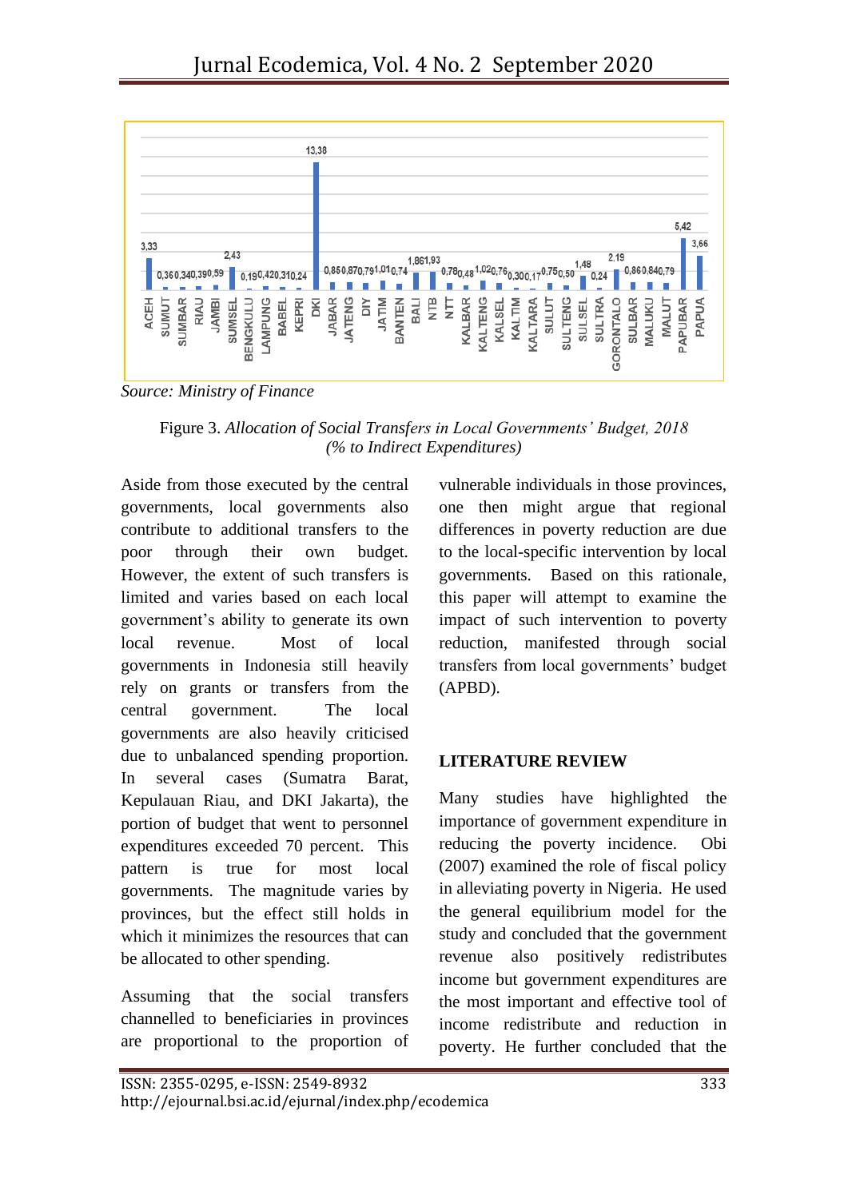| ACEH | SUMUT | SUMBAR | RIAU | JAMBI | SUMSEL | BENGKULU | LAMPUNG | BABEL | KEPRI | DKI | JABAR | JATENG | DIY | JATIM | BANTEN | BALI |
|---|---|---|---|---|---|---|---|---|---|---|---|---|---|---|---|---|
| 3,33 | 0,36 | 0,34 | 0,39 | 0,59 | 2,43 | 0,19 | 0,42 | 0,31 | 0,24 | 13,38 | 0,85 | 0,87 | 0,79 | 1,01 | 0,74 | 1,86 |

| NTB | NTT | KALBAR | KALTENG | KALSEL | KALTIM | KALTARA | SULUT | SULTENG | SULSEL | SULTRA | GORONTALO | SULBAR | MALUKU | MALUT | PAPUBAR | PAPUA |
|---|---|---|---|---|---|---|---|---|---|---|---|---|---|---|---|---|
| 1,93 | 0,78 | 0,48 | 1,02 | 0,76 | 0,30 | 0,17 | 0,75 | 0,50 | 1,48 | 0,24 | 2,19 | 0,86 | 0,84 | 0,79 | 5,42 | 3,66 |

*Source: Ministry of Finance*

Figure 3. *Allocation of Social Transfers in Local Governments' Budget, 2018 (% to Indirect Expenditures)*

Aside from those executed by the central governments, local governments also contribute to additional transfers to the poor through their own budget. However, the extent of such transfers is limited and varies based on each local government's ability to generate its own local revenue. Most of local governments in Indonesia still heavily rely on grants or transfers from the central government. The local governments are also heavily criticised due to unbalanced spending proportion. In several cases (Sumatra Barat, Kepulauan Riau, and DKI Jakarta), the portion of budget that went to personnel expenditures exceeded 70 percent. This pattern is true for most local governments. The magnitude varies by provinces, but the effect still holds in which it minimizes the resources that can be allocated to other spending.

Assuming that the social transfers channelled to beneficiaries in provinces are proportional to the proportion of vulnerable individuals in those provinces, one then might argue that regional differences in poverty reduction are due to the local-specific intervention by local governments. Based on this rationale, this paper will attempt to examine the impact of such intervention to poverty reduction, manifested through social transfers from local governments' budget (APBD).

## LITERATURE REVIEW

Many studies have highlighted the importance of government expenditure in reducing the poverty incidence. Obi (2007) examined the role of fiscal policy in alleviating poverty in Nigeria. He used the general equilibrium model for the study and concluded that the government revenue also positively redistributes income but government expenditures are the most important and effective tool of income redistribute and reduction in poverty. He further concluded that the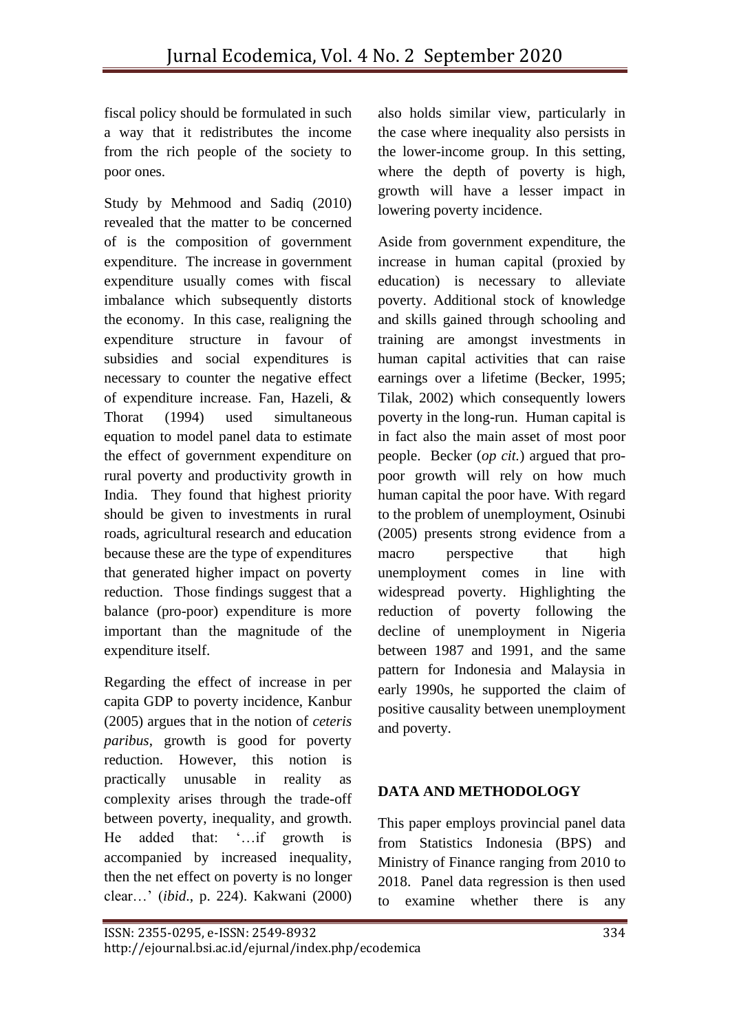fiscal policy should be formulated in such a way that it redistributes the income from the rich people of the society to poor ones.

Study by Mehmood and Sadiq (2010) revealed that the matter to be concerned of is the composition of government expenditure. The increase in government expenditure usually comes with fiscal imbalance which subsequently distorts the economy. In this case, realigning the expenditure structure in favour of subsidies and social expenditures is necessary to counter the negative effect of expenditure increase. Fan, Hazeli, & Thorat (1994) used simultaneous equation to model panel data to estimate the effect of government expenditure on rural poverty and productivity growth in India. They found that highest priority should be given to investments in rural roads, agricultural research and education because these are the type of expenditures that generated higher impact on poverty reduction. Those findings suggest that a balance (pro-poor) expenditure is more important than the magnitude of the expenditure itself.

Regarding the effect of increase in per capita GDP to poverty incidence, Kanbur (2005) argues that in the notion of *ceteris paribus*, growth is good for poverty reduction. However, this notion is practically unusable in reality as complexity arises through the trade-off between poverty, inequality, and growth. He added that: '…if growth is accompanied by increased inequality, then the net effect on poverty is no longer clear…' (*ibid*., p. 224). Kakwani (2000) also holds similar view, particularly in the case where inequality also persists in the lower-income group. In this setting, where the depth of poverty is high, growth will have a lesser impact in lowering poverty incidence.

Aside from government expenditure, the increase in human capital (proxied by education) is necessary to alleviate poverty. Additional stock of knowledge and skills gained through schooling and training are amongst investments in human capital activities that can raise earnings over a lifetime (Becker, 1995; Tilak, 2002) which consequently lowers poverty in the long-run. Human capital is in fact also the main asset of most poor people. Becker (*op cit.*) argued that pro-poor growth will rely on how much human capital the poor have. With regard to the problem of unemployment, Osinubi (2005) presents strong evidence from a macro perspective that high unemployment comes in line with widespread poverty. Highlighting the reduction of poverty following the decline of unemployment in Nigeria between 1987 and 1991, and the same pattern for Indonesia and Malaysia in early 1990s, he supported the claim of positive causality between unemployment and poverty.

## DATA AND METHODOLOGY

This paper employs provincial panel data from Statistics Indonesia (BPS) and Ministry of Finance ranging from 2010 to 2018. Panel data regression is then used to examine whether there is any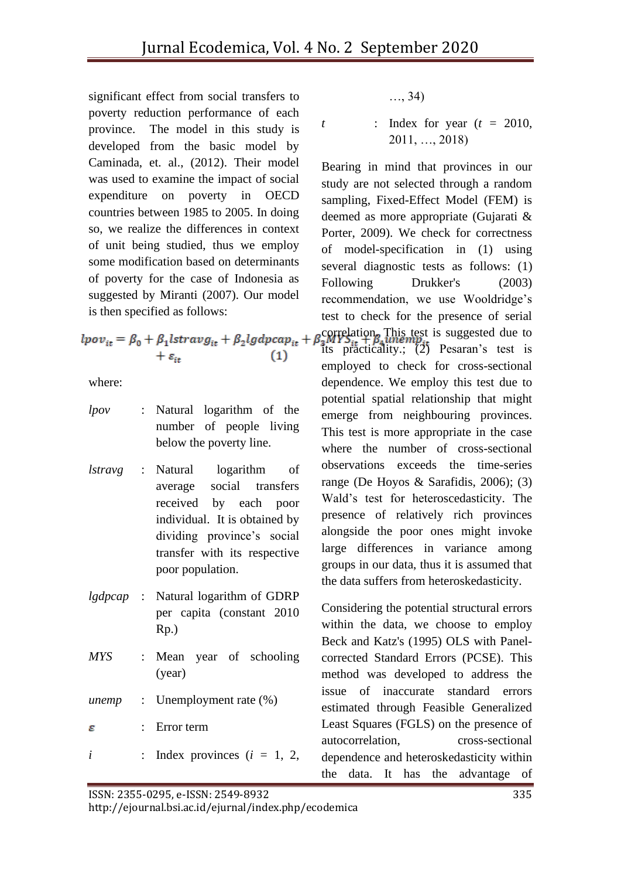significant effect from social transfers to poverty reduction performance of each province. The model in this study is developed from the basic model by Caminada, et. al., (2012). Their model was used to examine the impact of social expenditure on poverty in OECD countries between 1985 to 2005. In doing so, we realize the differences in context of unit being studied, thus we employ some modification based on determinants of poverty for the case of Indonesia as suggested by Miranti (2007). Our model is then specified as follows:

$$lpov_{it} = \beta_0 + \beta_1 lstravg_{it} + \beta_2 lgdpcap_{it} + \beta_3 MYS_{it} + \beta_4 unemp_{it} + \varepsilon_{it} \quad (1)$$

where:

- *lpov* : Natural logarithm of the number of people living below the poverty line.
- *lstravg* : Natural logarithm of average social transfers received by each poor individual. It is obtained by dividing province's social transfer with its respective poor population.
- *lgdpcap* : Natural logarithm of GDRP per capita (constant 2010 Rp.)
- *MYS* : Mean year of schooling (year)
- *unemp* : Unemployment rate (%)
- $\varepsilon$ : Error term
- *i* : Index provinces ($i$ = 1, 2, …, 34)
- *t* : Index for year ($t$ = 2010, 2011, …, 2018)

Bearing in mind that provinces in our study are not selected through a random sampling, Fixed-Effect Model (FEM) is deemed as more appropriate (Gujarati & Porter, 2009). We check for correctness of model-specification in (1) using several diagnostic tests as follows: (1) Following Drukker's (2003) recommendation, we use Wooldridge's test to check for the presence of serial correlation. This test is suggested due to its practicality.; (2) Pesaran's test is employed to check for cross-sectional dependence. We employ this test due to potential spatial relationship that might emerge from neighbouring provinces. This test is more appropriate in the case where the number of cross-sectional observations exceeds the time-series range (De Hoyos & Sarafidis, 2006); (3) Wald's test for heteroscedasticity. The presence of relatively rich provinces alongside the poor ones might invoke large differences in variance among groups in our data, thus it is assumed that the data suffers from heteroskedasticity.

Considering the potential structural errors within the data, we choose to employ Beck and Katz's (1995) OLS with Panel-corrected Standard Errors (PCSE). This method was developed to address the issue of inaccurate standard errors estimated through Feasible Generalized Least Squares (FGLS) on the presence of autocorrelation, cross-sectional dependence and heteroskedasticity within the data. It has the advantage of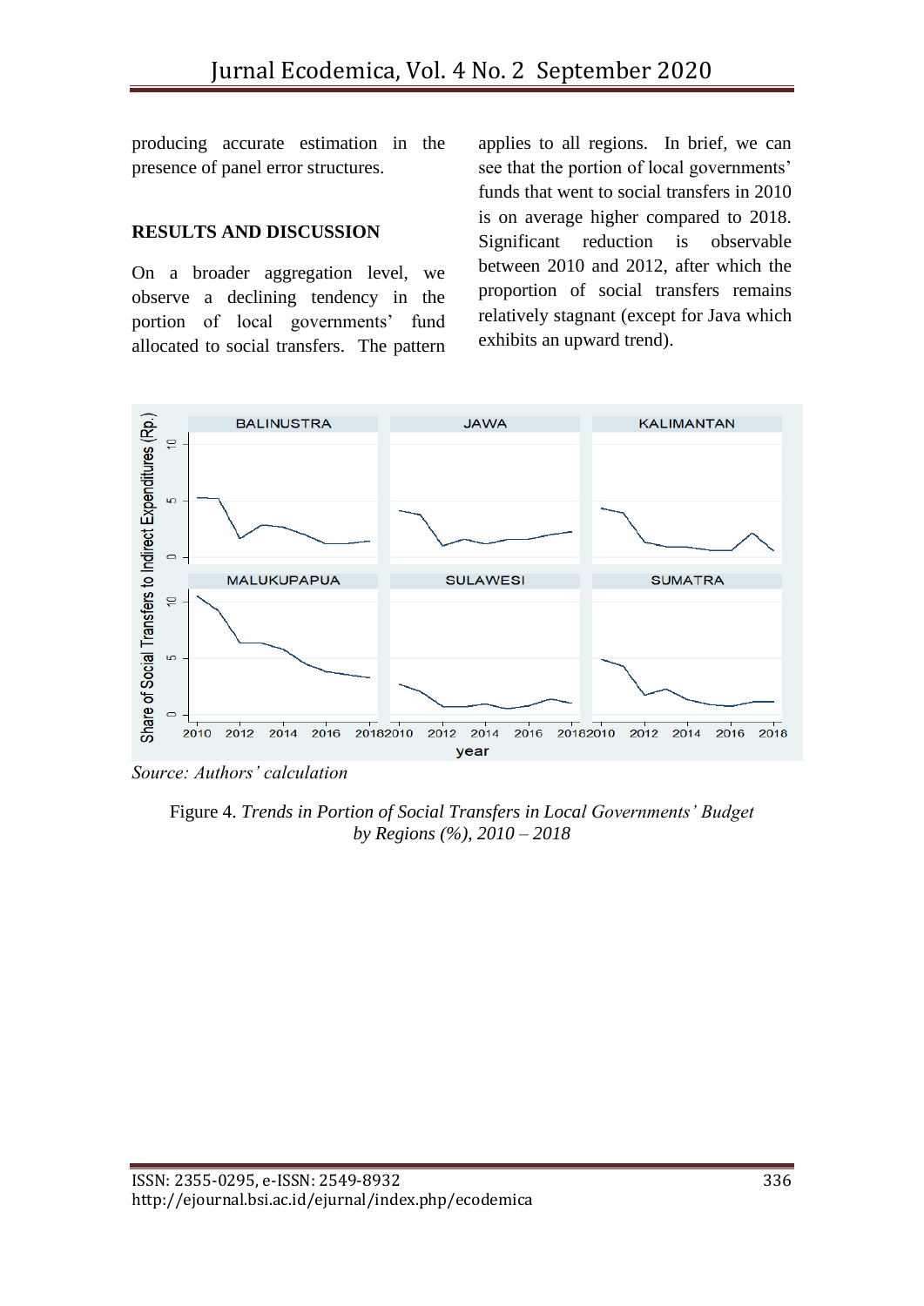producing accurate estimation in the presence of panel error structures.

## RESULTS AND DISCUSSION

On a broader aggregation level, we observe a declining tendency in the portion of local governments' fund allocated to social transfers. The pattern applies to all regions. In brief, we can see that the portion of local governments' funds that went to social transfers in 2010 is on average higher compared to 2018. Significant reduction is observable between 2010 and 2012, after which the proportion of social transfers remains relatively stagnant (except for Java which exhibits an upward trend).

*Source: Authors' calculation*

Figure 4. *Trends in Portion of Social Transfers in Local Governments' Budget by Regions (%), 2010 – 2018*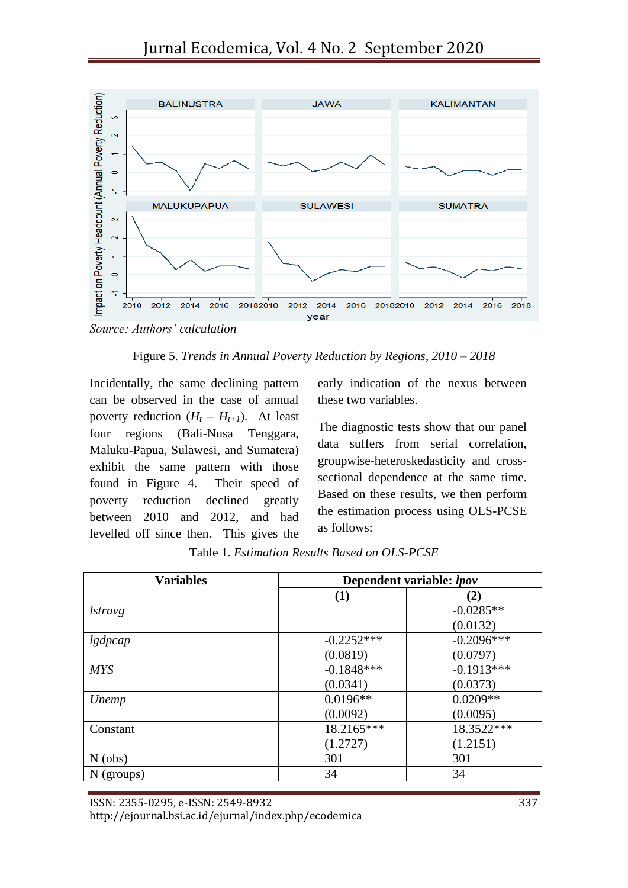Source: *Authors' calculation*

Figure 5. *Trends in Annual Poverty Reduction by Regions, 2010 – 2018*

Incidentally, the same declining pattern can be observed in the case of annual poverty reduction ($H_t - H_{t+1}$). At least four regions (Bali-Nusa Tenggara, Maluku-Papua, Sulawesi, and Sumatera) exhibit the same pattern with those found in Figure 4. Their speed of poverty reduction declined greatly between 2010 and 2012, and had levelled off since then. This gives the early indication of the nexus between these two variables.

The diagnostic tests show that our panel data suffers from serial correlation, groupwise-heteroskedasticity and cross-sectional dependence at the same time. Based on these results, we then perform the estimation process using OLS-PCSE as follows:

Table 1. *Estimation Results Based on OLS-PCSE*

| **Variables** | **Dependent variable: *lpov*** | |
|---|---|---|
| | **(1)** | **(2)** |
| *lstravg* | | -0.0285** (0.0132) |
| *lgdpcap* | -0.2252*** (0.0819) | -0.2096*** (0.0797) |
| *MYS* | -0.1848*** (0.0341) | -0.1913*** (0.0373) |
| *Unemp* | 0.0196** (0.0092) | 0.0209** (0.0095) |
| Constant | 18.2165*** (1.2727) | 18.3522*** (1.2151) |
| N (obs) | 301 | 301 |
| N (groups) | 34 | 34 |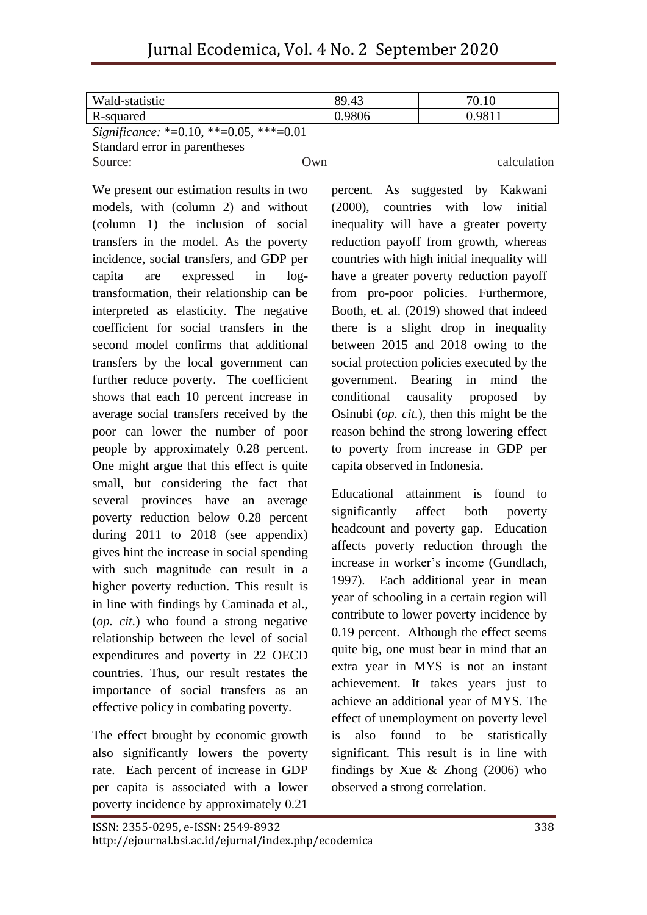| Wald-statistic | 89.43 | 70.10 |
| --- | --- | --- |
| R-squared | 0.9806 | 0.9811 |

*Significance:* *=0.10, **=0.05, ***=0.01
Standard error in parentheses
Source: Own calculation

We present our estimation results in two models, with (column 2) and without (column 1) the inclusion of social transfers in the model. As the poverty incidence, social transfers, and GDP per capita are expressed in log-transformation, their relationship can be interpreted as elasticity. The negative coefficient for social transfers in the second model confirms that additional transfers by the local government can further reduce poverty. The coefficient shows that each 10 percent increase in average social transfers received by the poor can lower the number of poor people by approximately 0.28 percent. One might argue that this effect is quite small, but considering the fact that several provinces have an average poverty reduction below 0.28 percent during 2011 to 2018 (see appendix) gives hint the increase in social spending with such magnitude can result in a higher poverty reduction. This result is in line with findings by Caminada et al., (*op. cit.*) who found a strong negative relationship between the level of social expenditures and poverty in 22 OECD countries. Thus, our result restates the importance of social transfers as an effective policy in combating poverty.

The effect brought by economic growth also significantly lowers the poverty rate. Each percent of increase in GDP per capita is associated with a lower poverty incidence by approximately 0.21 percent. As suggested by Kakwani (2000), countries with low initial inequality will have a greater poverty reduction payoff from growth, whereas countries with high initial inequality will have a greater poverty reduction payoff from pro-poor policies. Furthermore, Booth, et. al. (2019) showed that indeed there is a slight drop in inequality between 2015 and 2018 owing to the social protection policies executed by the government. Bearing in mind the conditional causality proposed by Osinubi (*op. cit.*), then this might be the reason behind the strong lowering effect to poverty from increase in GDP per capita observed in Indonesia.

Educational attainment is found to significantly affect both poverty headcount and poverty gap. Education affects poverty reduction through the increase in worker's income (Gundlach, 1997). Each additional year in mean year of schooling in a certain region will contribute to lower poverty incidence by 0.19 percent. Although the effect seems quite big, one must bear in mind that an extra year in MYS is not an instant achievement. It takes years just to achieve an additional year of MYS. The effect of unemployment on poverty level is also found to be statistically significant. This result is in line with findings by Xue & Zhong (2006) who observed a strong correlation.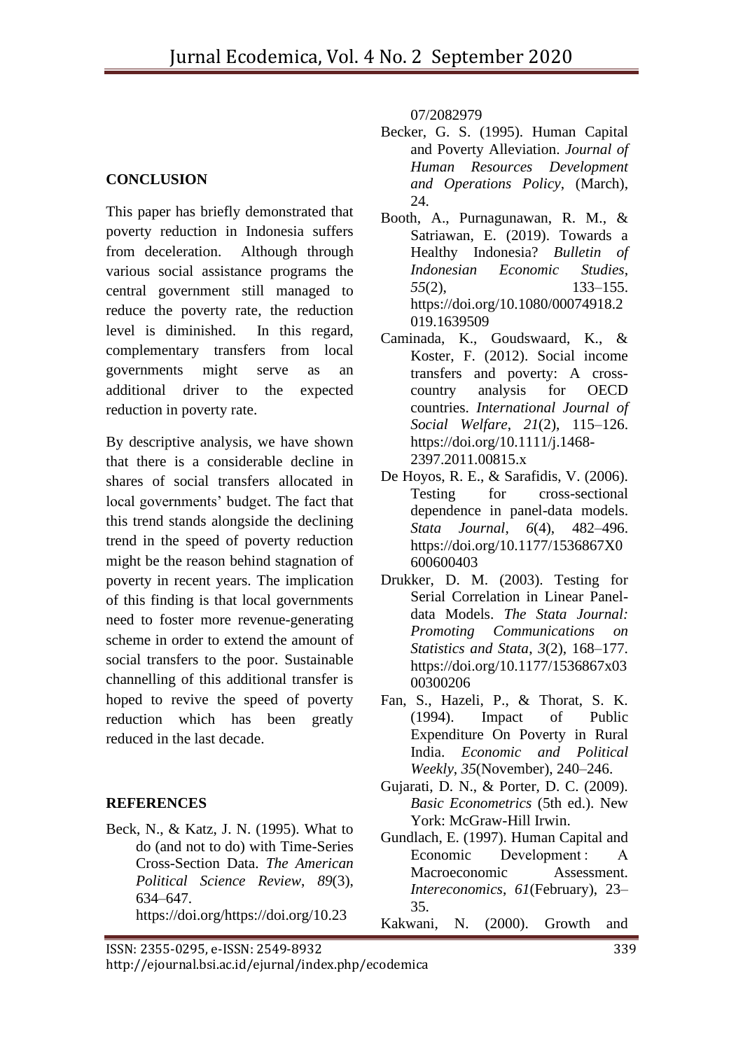## CONCLUSION

This paper has briefly demonstrated that poverty reduction in Indonesia suffers from deceleration. Although through various social assistance programs the central government still managed to reduce the poverty rate, the reduction level is diminished. In this regard, complementary transfers from local governments might serve as an additional driver to the expected reduction in poverty rate.

By descriptive analysis, we have shown that there is a considerable decline in shares of social transfers allocated in local governments' budget. The fact that this trend stands alongside the declining trend in the speed of poverty reduction might be the reason behind stagnation of poverty in recent years. The implication of this finding is that local governments need to foster more revenue-generating scheme in order to extend the amount of social transfers to the poor. Sustainable channelling of this additional transfer is hoped to revive the speed of poverty reduction which has been greatly reduced in the last decade.

## REFERENCES

Beck, N., & Katz, J. N. (1995). What to do (and not to do) with Time-Series Cross-Section Data. *The American Political Science Review*, *89*(3), 634–647. https://doi.org/https://doi.org/10.2307/2082979

Becker, G. S. (1995). Human Capital and Poverty Alleviation. *Journal of Human Resources Development and Operations Policy*, (March), 24.

Booth, A., Purnagunawan, R. M., & Satriawan, E. (2019). Towards a Healthy Indonesia? *Bulletin of Indonesian Economic Studies*, *55*(2), 133–155. https://doi.org/10.1080/00074918.2019.1639509

Caminada, K., Goudswaard, K., & Koster, F. (2012). Social income transfers and poverty: A cross-country analysis for OECD countries. *International Journal of Social Welfare*, *21*(2), 115–126. https://doi.org/10.1111/j.1468-2397.2011.00815.x

De Hoyos, R. E., & Sarafidis, V. (2006). Testing for cross-sectional dependence in panel-data models. *Stata Journal*, *6*(4), 482–496. https://doi.org/10.1177/1536867X0600600403

Drukker, D. M. (2003). Testing for Serial Correlation in Linear Panel-data Models. *The Stata Journal: Promoting Communications on Statistics and Stata*, *3*(2), 168–177. https://doi.org/10.1177/1536867x0300300206

Fan, S., Hazeli, P., & Thorat, S. K. (1994). Impact of Public Expenditure On Poverty in Rural India. *Economic and Political Weekly*, *35*(November), 240–246.

Gujarati, D. N., & Porter, D. C. (2009). *Basic Econometrics* (5th ed.). New York: McGraw-Hill Irwin.

Gundlach, E. (1997). Human Capital and Economic Development : A Macroeconomic Assessment. *Intereconomics*, *61*(February), 23–35.

Kakwani, N. (2000). Growth and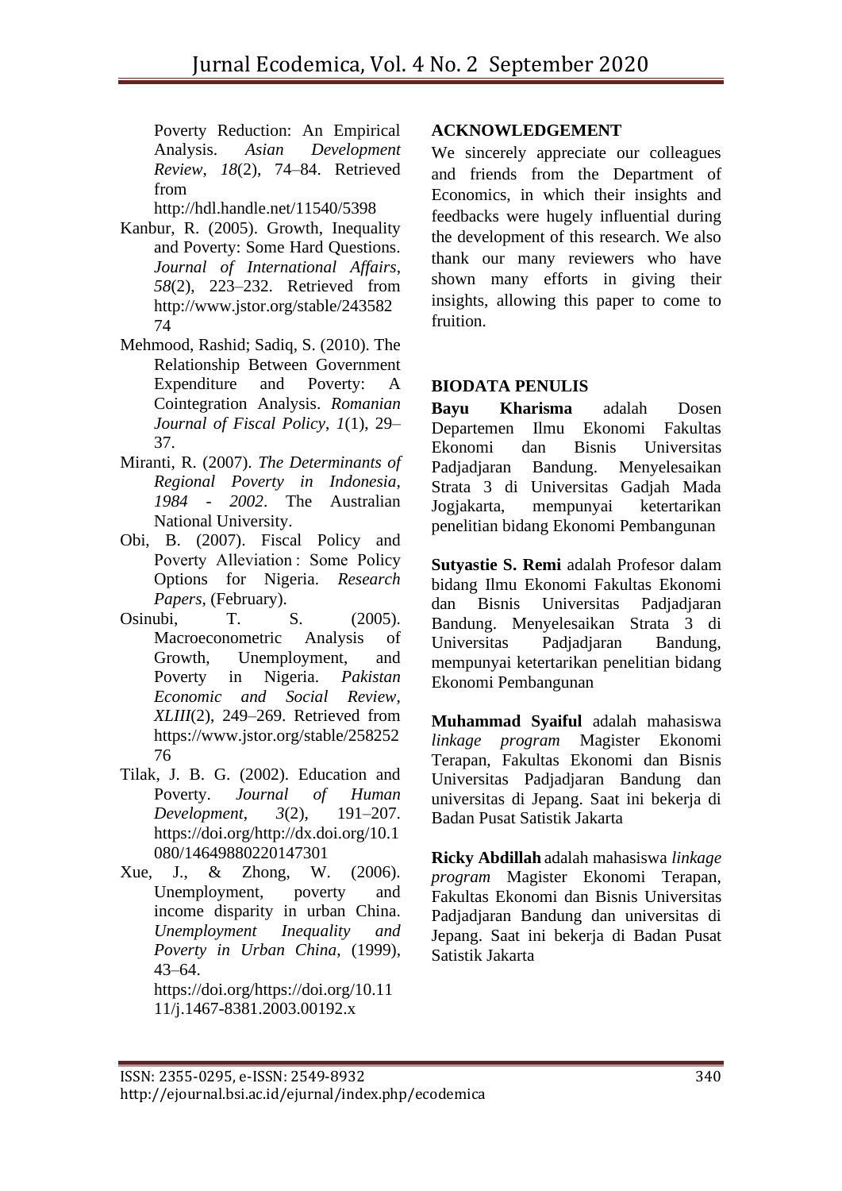Poverty Reduction: An Empirical Analysis. *Asian Development Review*, *18*(2), 74–84. Retrieved from http://hdl.handle.net/11540/5398

Kanbur, R. (2005). Growth, Inequality and Poverty: Some Hard Questions. *Journal of International Affairs*, *58*(2), 223–232. Retrieved from http://www.jstor.org/stable/24358274

Mehmood, Rashid; Sadiq, S. (2010). The Relationship Between Government Expenditure and Poverty: A Cointegration Analysis. *Romanian Journal of Fiscal Policy*, *1*(1), 29–37.

Miranti, R. (2007). *The Determinants of Regional Poverty in Indonesia, 1984 - 2002*. The Australian National University.

Obi, B. (2007). Fiscal Policy and Poverty Alleviation : Some Policy Options for Nigeria. *Research Papers*, (February).

Osinubi, T. S. (2005). Macroeconometric Analysis of Growth, Unemployment, and Poverty in Nigeria. *Pakistan Economic and Social Review*, *XLIII*(2), 249–269. Retrieved from https://www.jstor.org/stable/25825276

Tilak, J. B. G. (2002). Education and Poverty. *Journal of Human Development*, *3*(2), 191–207. https://doi.org/http://dx.doi.org/10.1080/14649880220147301

Xue, J., & Zhong, W. (2006). Unemployment, poverty and income disparity in urban China. *Unemployment Inequality and Poverty in Urban China*, (1999), 43–64. https://doi.org/https://doi.org/10.1111/j.1467-8381.2003.00192.x

## ACKNOWLEDGEMENT

We sincerely appreciate our colleagues and friends from the Department of Economics, in which their insights and feedbacks were hugely influential during the development of this research. We also thank our many reviewers who have shown many efforts in giving their insights, allowing this paper to come to fruition.

## BIODATA PENULIS

**Bayu Kharisma** adalah Dosen Departemen Ilmu Ekonomi Fakultas Ekonomi dan Bisnis Universitas Padjadjaran Bandung. Menyelesaikan Strata 3 di Universitas Gadjah Mada Jogjakarta, mempunyai ketertarikan penelitian bidang Ekonomi Pembangunan

**Sutyastie S. Remi** adalah Profesor dalam bidang Ilmu Ekonomi Fakultas Ekonomi dan Bisnis Universitas Padjadjaran Bandung. Menyelesaikan Strata 3 di Universitas Padjadjaran Bandung, mempunyai ketertarikan penelitian bidang Ekonomi Pembangunan

**Muhammad Syaiful** adalah mahasiswa *linkage program* Magister Ekonomi Terapan, Fakultas Ekonomi dan Bisnis Universitas Padjadjaran Bandung dan universitas di Jepang. Saat ini bekerja di Badan Pusat Satistik Jakarta

**Ricky Abdillah** adalah mahasiswa *linkage program* Magister Ekonomi Terapan, Fakultas Ekonomi dan Bisnis Universitas Padjadjaran Bandung dan universitas di Jepang. Saat ini bekerja di Badan Pusat Satistik Jakarta